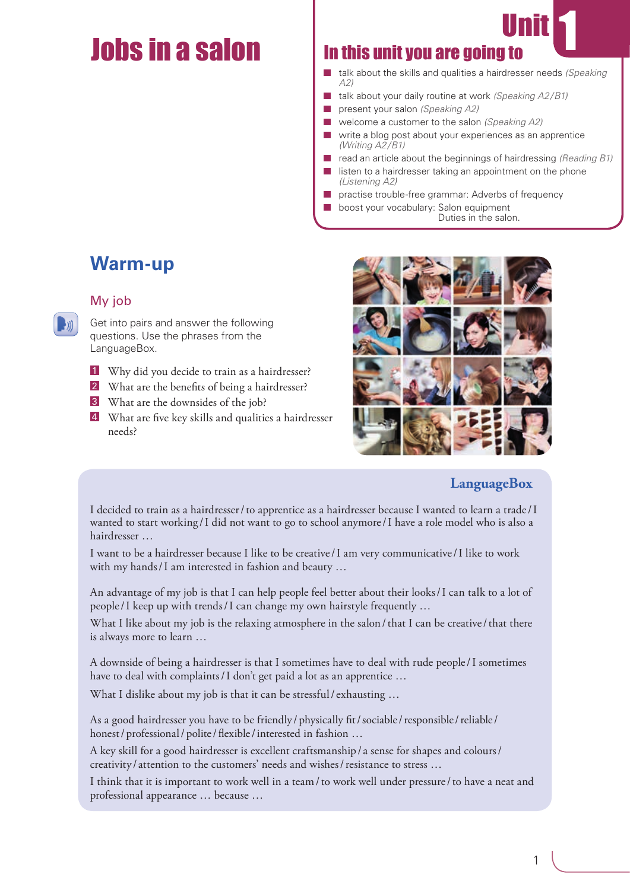# Jobs in a salon

## Unit 1

### In this unit you are going to

- talk about the skills and qualities a hairdresser needs *(Speaking A2)*
- talk about your daily routine at work *(Speaking A2/B1)*
- present your salon *(Speaking A2)*
- welcome a customer to the salon *(Speaking A2)*
- write a blog post about your experiences as an apprentice *(Writing A2/B1)*
- read an article about the beginnings of hairdressing *(Reading B1)*
- listen to a hairdresser taking an appointment on the phone *(Listening A2)*
- practise trouble-free grammar: Adverbs of frequency
- boost your vocabulary: Salon equipment
  Duties in the salon.

## Warm-up

### My job

Get into pairs and answer the following questions. Use the phrases from the LanguageBox.

1. Why did you decide to train as a hairdresser?
2. What are the benefits of being a hairdresser?
3. What are the downsides of the job?
4. What are five key skills and qualities a hairdresser needs?

### LanguageBox

I decided to train as a hairdresser / to apprentice as a hairdresser because I wanted to learn a trade / I wanted to start working / I did not want to go to school anymore / I have a role model who is also a hairdresser …

I want to be a hairdresser because I like to be creative / I am very communicative / I like to work with my hands / I am interested in fashion and beauty …

An advantage of my job is that I can help people feel better about their looks / I can talk to a lot of people / I keep up with trends / I can change my own hairstyle frequently …

What I like about my job is the relaxing atmosphere in the salon / that I can be creative / that there is always more to learn …

A downside of being a hairdresser is that I sometimes have to deal with rude people / I sometimes have to deal with complaints / I don't get paid a lot as an apprentice …

What I dislike about my job is that it can be stressful / exhausting …

As a good hairdresser you have to be friendly / physically fit / sociable / responsible / reliable / honest / professional / polite / flexible / interested in fashion …

A key skill for a good hairdresser is excellent craftsmanship / a sense for shapes and colours / creativity / attention to the customers' needs and wishes / resistance to stress …

I think that it is important to work well in a team / to work well under pressure / to have a neat and professional appearance … because …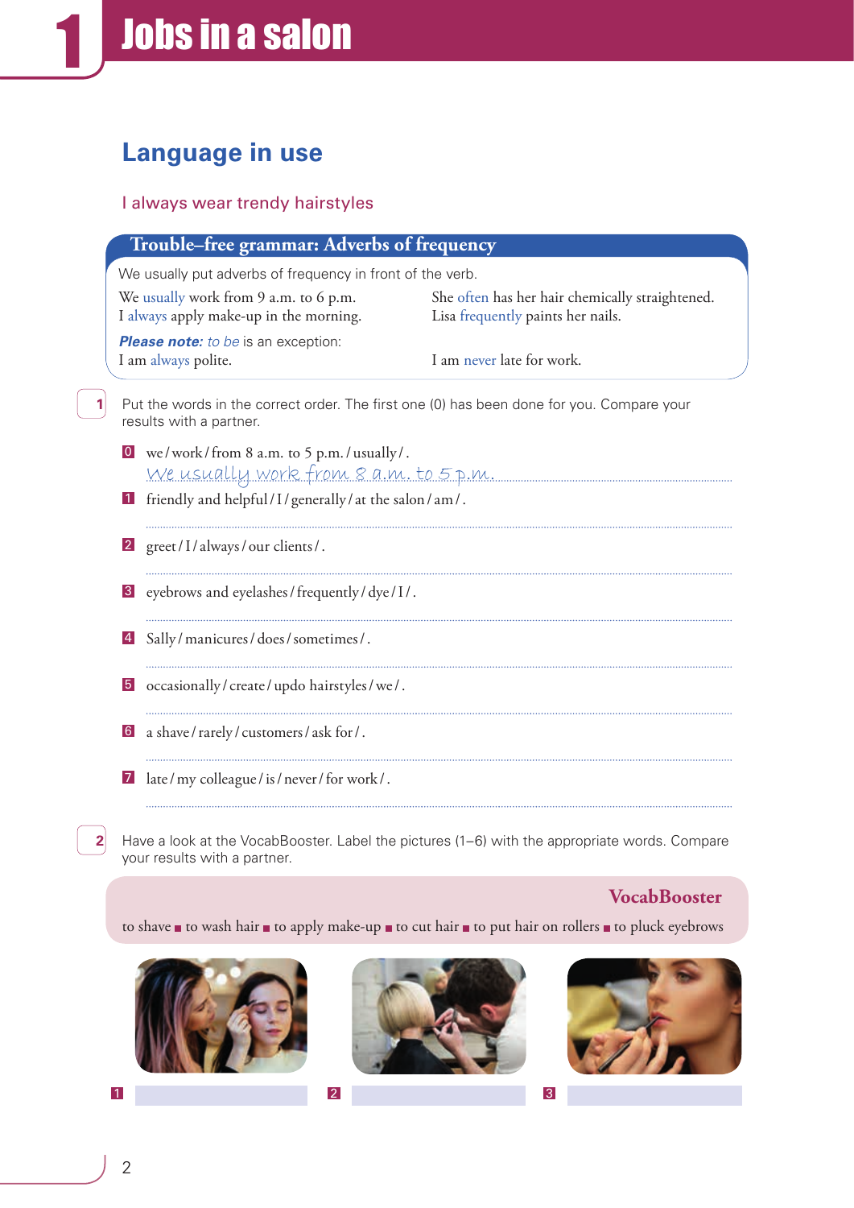# 1 Jobs in a salon

## Language in use

### I always wear trendy hairstyles

**Trouble–free grammar: Adverbs of frequency**

We usually put adverbs of frequency in front of the verb.

We usually work from 9 a.m. to 6 p.m.
I always apply make-up in the morning.

She often has her hair chemically straightened.
Lisa frequently paints her nails.

***Please note:*** *to be* is an exception:
I am always polite.

I am never late for work.

**1** Put the words in the correct order. The first one (0) has been done for you. Compare your results with a partner.

0 we / work / from 8 a.m. to 5 p.m. / usually / .
*We usually work from 8 a.m. to 5 p.m.*

1 friendly and helpful / I / generally / at the salon / am / .

..............................................................................

2 greet / I / always / our clients / .

..............................................................................

3 eyebrows and eyelashes / frequently / dye / I / .

..............................................................................

4 Sally / manicures / does / sometimes / .

..............................................................................

5 occasionally / create / updo hairstyles / we / .

..............................................................................

6 a shave / rarely / customers / ask for / .

..............................................................................

7 late / my colleague / is / never / for work / .

..............................................................................

**2** Have a look at the VocabBooster. Label the pictures (1–6) with the appropriate words. Compare your results with a partner.

**VocabBooster**

to shave ■ to wash hair ■ to apply make-up ■ to cut hair ■ to put hair on rollers ■ to pluck eyebrows

1 ..............................

2 ..............................

3 ..............................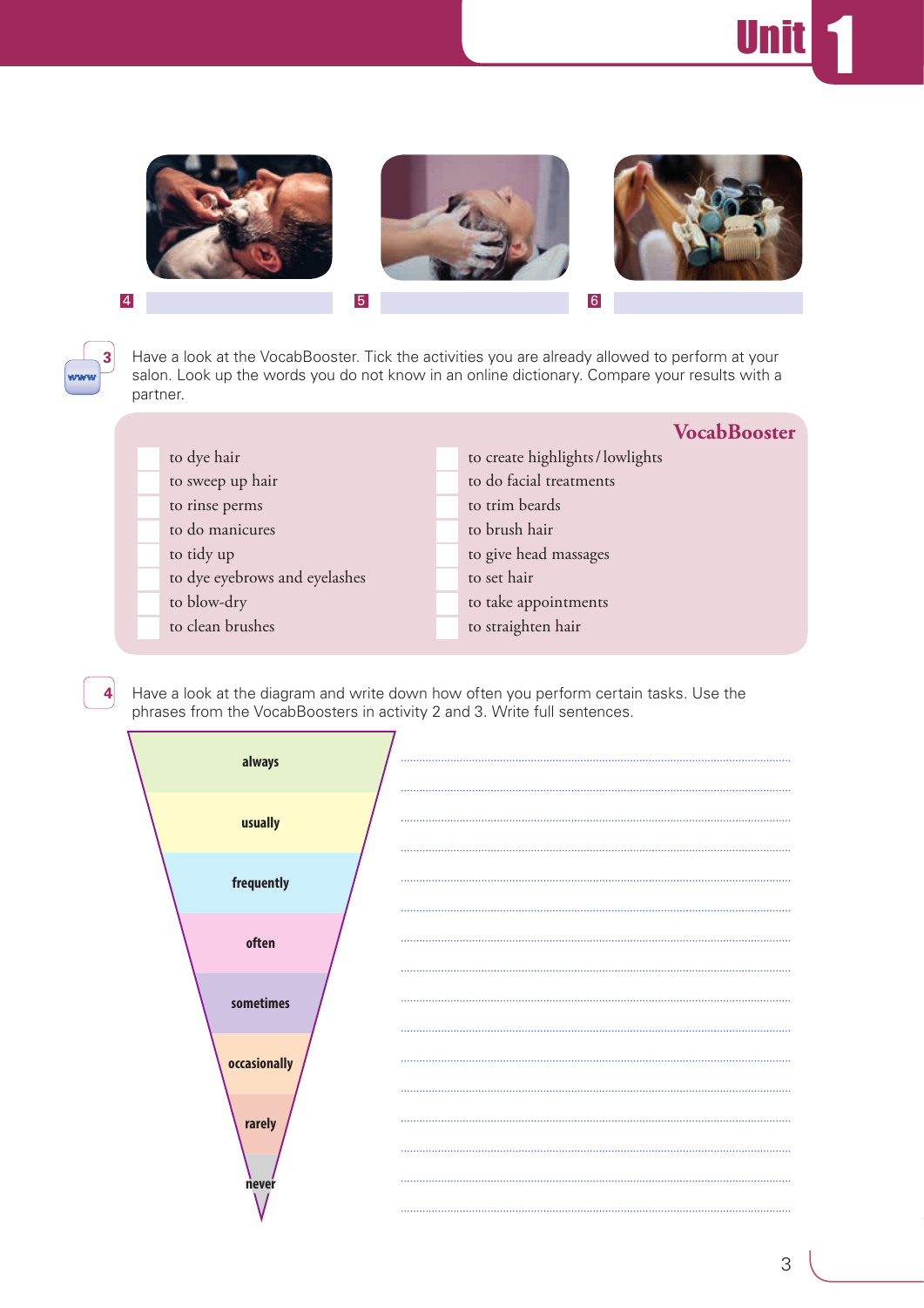4 ____________ 5 ____________ 6 ____________

**3** Have a look at the VocabBooster. Tick the activities you are already allowed to perform at your salon. Look up the words you do not know in an online dictionary. Compare your results with a partner.

### VocabBooster

- [ ] to dye hair
- [ ] to sweep up hair
- [ ] to rinse perms
- [ ] to do manicures
- [ ] to tidy up
- [ ] to dye eyebrows and eyelashes
- [ ] to blow-dry
- [ ] to clean brushes
- [ ] to create highlights / lowlights
- [ ] to do facial treatments
- [ ] to trim beards
- [ ] to brush hair
- [ ] to give head massages
- [ ] to set hair
- [ ] to take appointments
- [ ] to straighten hair

**4** Have a look at the diagram and write down how often you perform certain tasks. Use the phrases from the VocabBoosters in activity 2 and 3. Write full sentences.

- always
- usually
- frequently
- often
- sometimes
- occasionally
- rarely
- never

..............................................................................................................

..............................................................................................................

..............................................................................................................

..............................................................................................................

..............................................................................................................

..............................................................................................................

..............................................................................................................

..............................................................................................................

..............................................................................................................

..............................................................................................................

..............................................................................................................

..............................................................................................................

..............................................................................................................

..............................................................................................................

..............................................................................................................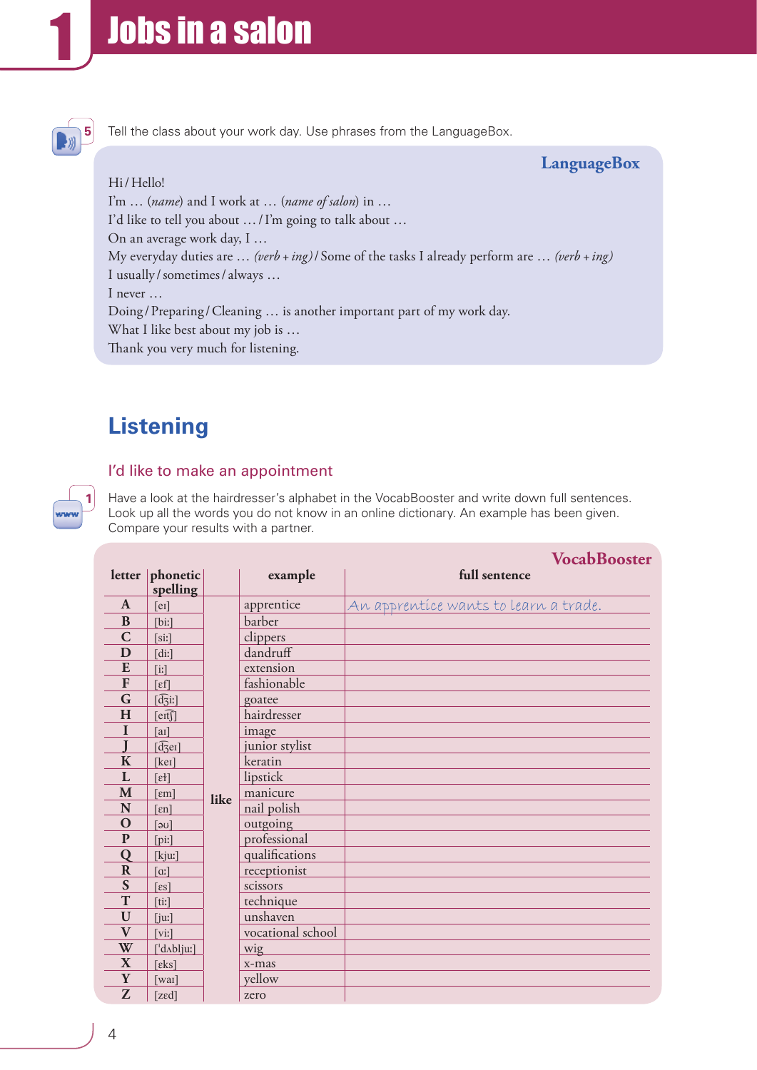# 1 Jobs in a salon

5 Tell the class about your work day. Use phrases from the LanguageBox.

**LanguageBox**

Hi / Hello!
I'm … (*name*) and I work at … (*name of salon*) in …
I'd like to tell you about … / I'm going to talk about …
On an average work day, I …
My everyday duties are … (*verb + ing*) / Some of the tasks I already perform are … (*verb + ing*)
I usually / sometimes / always …
I never …
Doing / Preparing / Cleaning … is another important part of my work day.
What I like best about my job is …
Thank you very much for listening.

## Listening

### I'd like to make an appointment

1 Have a look at the hairdresser's alphabet in the VocabBooster and write down full sentences. Look up all the words you do not know in an online dictionary. An example has been given. Compare your results with a partner.

**VocabBooster**

| letter | phonetic spelling | | example | full sentence |
|---|---|---|---|---|
| A | [eɪ] | like | apprentice | An apprentice wants to learn a trade. |
| B | [bi:] | like | barber | |
| C | [si:] | like | clippers | |
| D | [di:] | like | dandruff | |
| E | [i:] | like | extension | |
| F | [ɛf] | like | fashionable | |
| G | [d͡ʒi:] | like | goatee | |
| H | [eɪt͡ʃ] | like | hairdresser | |
| I | [aɪ] | like | image | |
| J | [d͡ʒeɪ] | like | junior stylist | |
| K | [keɪ] | like | keratin | |
| L | [ɛɫ] | like | lipstick | |
| M | [ɛm] | like | manicure | |
| N | [ɛn] | like | nail polish | |
| O | [əʊ] | like | outgoing | |
| P | [pi:] | like | professional | |
| Q | [kju:] | like | qualifications | |
| R | [ɑ:] | like | receptionist | |
| S | [ɛs] | like | scissors | |
| T | [ti:] | like | technique | |
| U | [ju:] | like | unshaven | |
| V | [vi:] | like | vocational school | |
| W | ['dʌblju:] | like | wig | |
| X | [ɛks] | like | x-mas | |
| Y | [waɪ] | like | yellow | |
| Z | [zɛd] | like | zero | |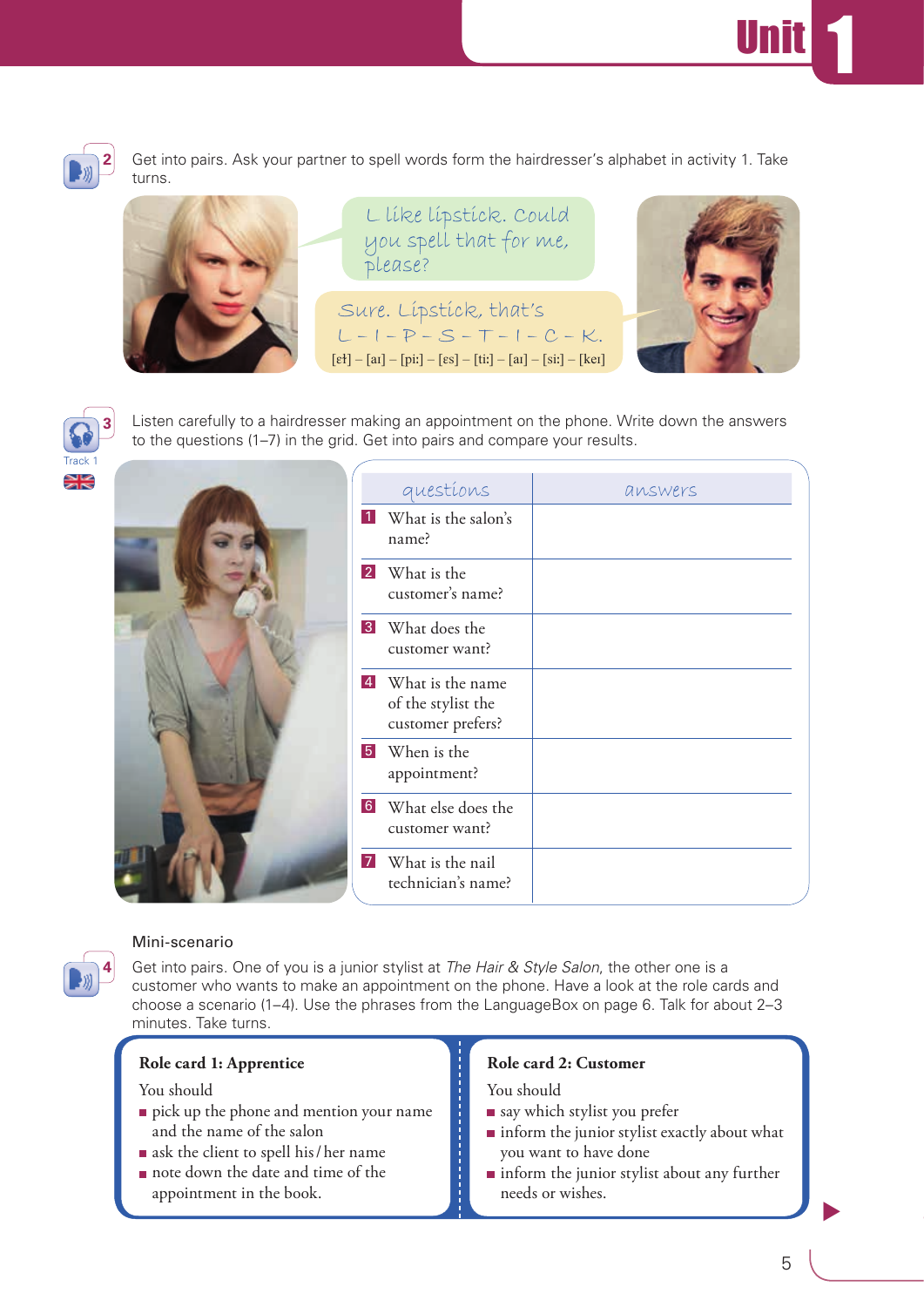**2** Get into pairs. Ask your partner to spell words form the hairdresser's alphabet in activity 1. Take turns.

I like lipstick. Could you spell that for me, please?

Sure. Lipstick, that's L – I – P – S – T – I – C – K.
[eɫ] – [aɪ] – [pi:] – [es] – [ti:] – [aɪ] – [si:] – [keɪ]

**3** Track 1

Listen carefully to a hairdresser making an appointment on the phone. Write down the answers to the questions (1–7) in the grid. Get into pairs and compare your results.

| questions | answers |
|---|---|
| 1 What is the salon's name? | |
| 2 What is the customer's name? | |
| 3 What does the customer want? | |
| 4 What is the name of the stylist the customer prefers? | |
| 5 When is the appointment? | |
| 6 What else does the customer want? | |
| 7 What is the nail technician's name? | |

Mini-scenario

**4** Get into pairs. One of you is a junior stylist at *The Hair & Style Salon*, the other one is a customer who wants to make an appointment on the phone. Have a look at the role cards and choose a scenario (1–4). Use the phrases from the LanguageBox on page 6. Talk for about 2–3 minutes. Take turns.

**Role card 1: Apprentice**

You should
- pick up the phone and mention your name and the name of the salon
- ask the client to spell his/her name
- note down the date and time of the appointment in the book.

**Role card 2: Customer**

You should
- say which stylist you prefer
- inform the junior stylist exactly about what you want to have done
- inform the junior stylist about any further needs or wishes.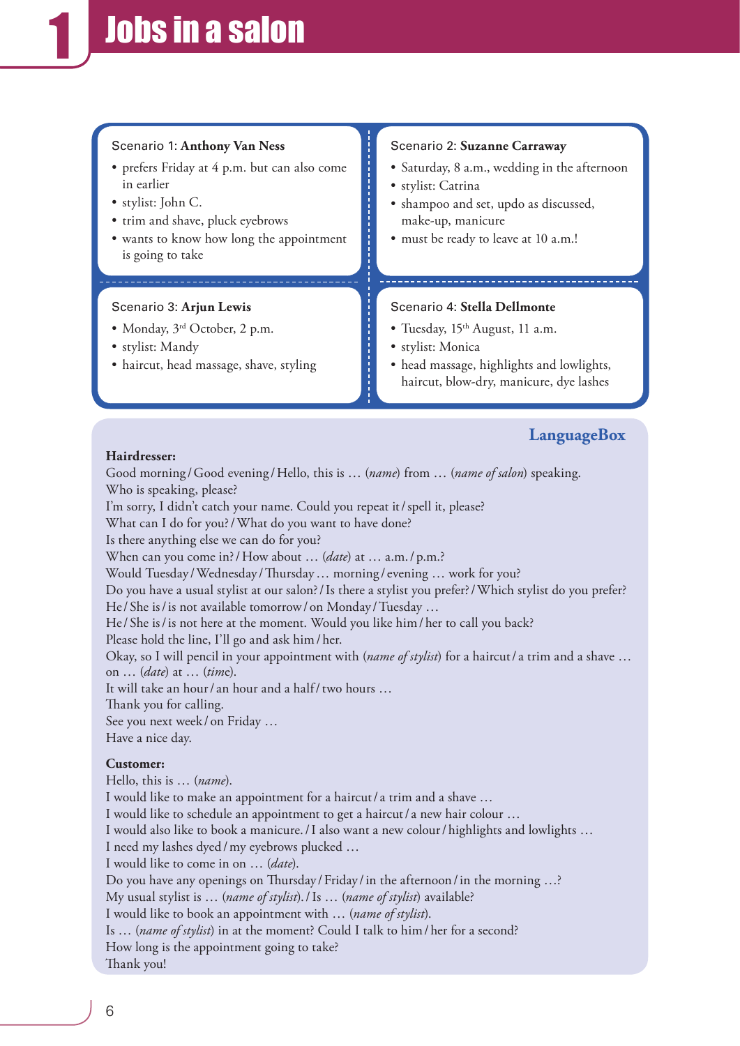# 1 Jobs in a salon

Scenario 1: **Anthony Van Ness**

- prefers Friday at 4 p.m. but can also come in earlier
- stylist: John C.
- trim and shave, pluck eyebrows
- wants to know how long the appointment is going to take

Scenario 2: **Suzanne Carraway**

- Saturday, 8 a.m., wedding in the afternoon
- stylist: Catrina
- shampoo and set, updo as discussed, make-up, manicure
- must be ready to leave at 10 a.m.!

Scenario 3: **Arjun Lewis**

- Monday, 3rd October, 2 p.m.
- stylist: Mandy
- haircut, head massage, shave, styling

Scenario 4: **Stella Dellmonte**

- Tuesday, 15th August, 11 a.m.
- stylist: Monica
- head massage, highlights and lowlights, haircut, blow-dry, manicure, dye lashes

## LanguageBox

**Hairdresser:**

Good morning / Good evening / Hello, this is … (*name*) from … (*name of salon*) speaking.
Who is speaking, please?
I'm sorry, I didn't catch your name. Could you repeat it / spell it, please?
What can I do for you? / What do you want to have done?
Is there anything else we can do for you?
When can you come in? / How about … (*date*) at … a.m. / p.m.?
Would Tuesday / Wednesday / Thursday … morning / evening … work for you?
Do you have a usual stylist at our salon? / Is there a stylist you prefer? / Which stylist do you prefer?
He / She is / is not available tomorrow / on Monday / Tuesday …
He / She is / is not here at the moment. Would you like him / her to call you back?
Please hold the line, I'll go and ask him / her.
Okay, so I will pencil in your appointment with (*name of stylist*) for a haircut / a trim and a shave … on … (*date*) at … (*time*).
It will take an hour / an hour and a half / two hours …
Thank you for calling.
See you next week / on Friday …
Have a nice day.

**Customer:**

Hello, this is … (*name*).
I would like to make an appointment for a haircut / a trim and a shave …
I would like to schedule an appointment to get a haircut / a new hair colour …
I would also like to book a manicure. / I also want a new colour / highlights and lowlights …
I need my lashes dyed / my eyebrows plucked …
I would like to come in on … (*date*).
Do you have any openings on Thursday / Friday / in the afternoon / in the morning …?
My usual stylist is … (*name of stylist*). / Is … (*name of stylist*) available?
I would like to book an appointment with … (*name of stylist*).
Is … (*name of stylist*) in at the moment? Could I talk to him / her for a second?
How long is the appointment going to take?
Thank you!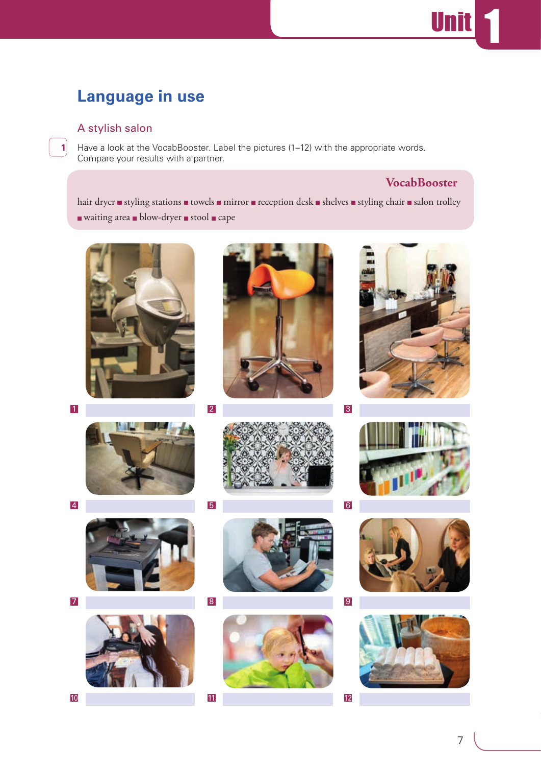# Language in use

## A stylish salon

**1** Have a look at the VocabBooster. Label the pictures (1–12) with the appropriate words. Compare your results with a partner.

**VocabBooster**

hair dryer ■ styling stations ■ towels ■ mirror ■ reception desk ■ shelves ■ styling chair ■ salon trolley ■ waiting area ■ blow-dryer ■ stool ■ cape

1 ____________

2 ____________

3 ____________

4 ____________

5 ____________

6 ____________

7 ____________

8 ____________

9 ____________

10 ____________

11 ____________

12 ____________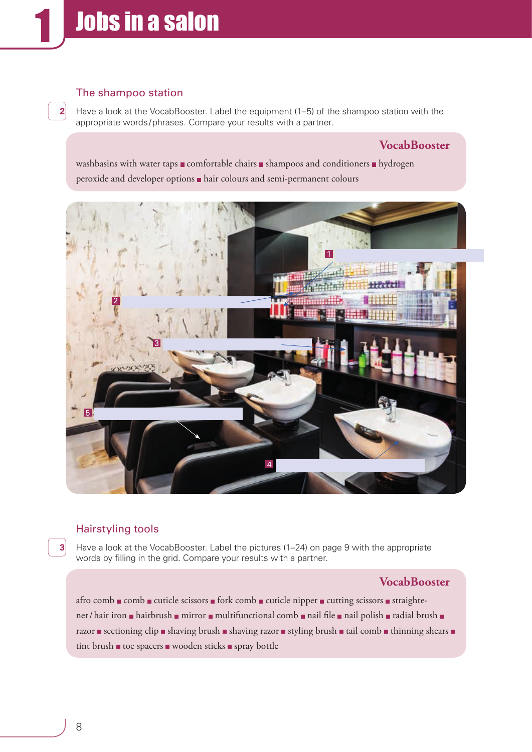# 1 Jobs in a salon

## The shampoo station

**2** Have a look at the VocabBooster. Label the equipment (1–5) of the shampoo station with the appropriate words/phrases. Compare your results with a partner.

> **VocabBooster**
>
> washbasins with water taps ■ comfortable chairs ■ shampoos and conditioners ■ hydrogen peroxide and developer options ■ hair colours and semi-permanent colours

1 ______________________

2 ______________________

3 ______________________

4 ______________________

5 ______________________

## Hairstyling tools

**3** Have a look at the VocabBooster. Label the pictures (1–24) on page 9 with the appropriate words by filling in the grid. Compare your results with a partner.

> **VocabBooster**
>
> afro comb ■ comb ■ cuticle scissors ■ fork comb ■ cuticle nipper ■ cutting scissors ■ straightener/hair iron ■ hairbrush ■ mirror ■ multifunctional comb ■ nail file ■ nail polish ■ radial brush ■ razor ■ sectioning clip ■ shaving brush ■ shaving razor ■ styling brush ■ tail comb ■ thinning shears ■ tint brush ■ toe spacers ■ wooden sticks ■ spray bottle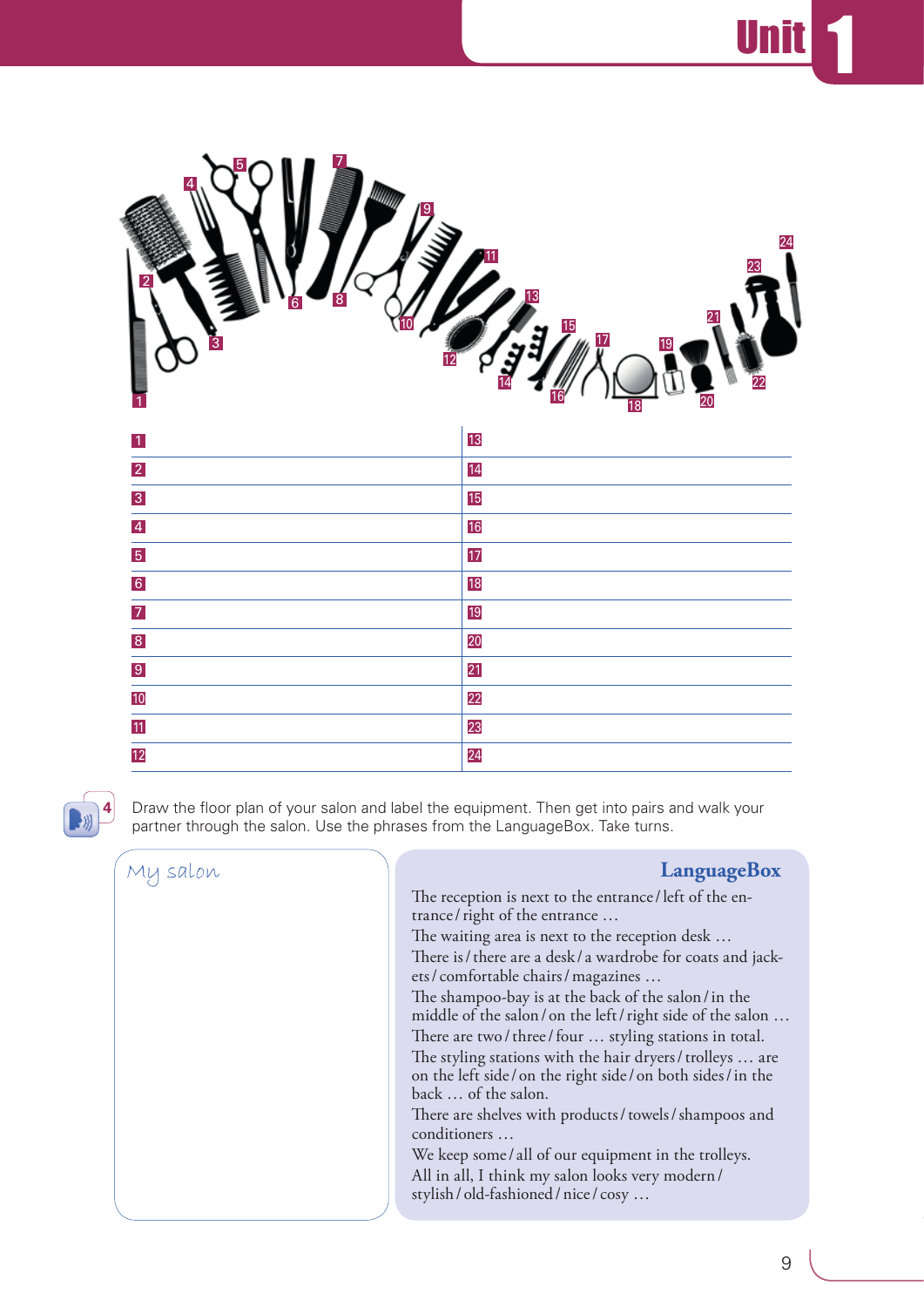| | |
|---|---|
| 1 | 13 |
| 2 | 14 |
| 3 | 15 |
| 4 | 16 |
| 5 | 17 |
| 6 | 18 |
| 7 | 19 |
| 8 | 20 |
| 9 | 21 |
| 10 | 22 |
| 11 | 23 |
| 12 | 24 |

**4** Draw the floor plan of your salon and label the equipment. Then get into pairs and walk your partner through the salon. Use the phrases from the LanguageBox. Take turns.

*My salon*

## LanguageBox

The reception is next to the entrance / left of the entrance / right of the entrance …
The waiting area is next to the reception desk …
There is / there are a desk / a wardrobe for coats and jackets / comfortable chairs / magazines …
The shampoo-bay is at the back of the salon / in the middle of the salon / on the left / right side of the salon …
There are two / three / four … styling stations in total.
The styling stations with the hair dryers / trolleys … are on the left side / on the right side / on both sides / in the back … of the salon.
There are shelves with products / towels / shampoos and conditioners …
We keep some / all of our equipment in the trolleys.
All in all, I think my salon looks very modern / stylish / old-fashioned / nice / cosy …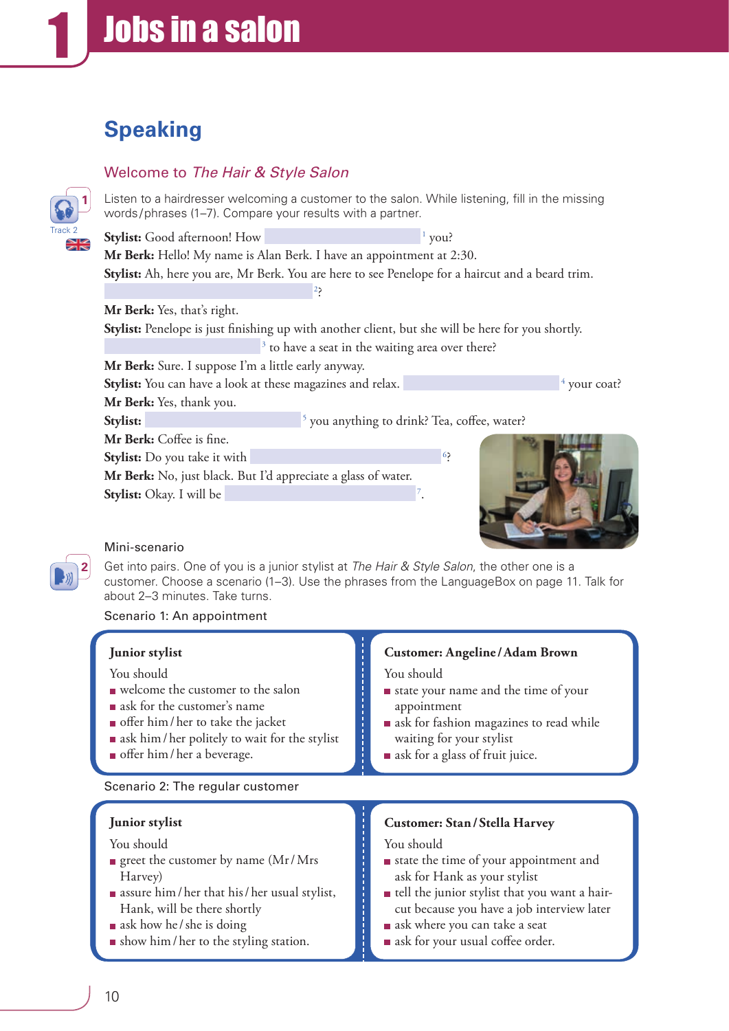# 1 Jobs in a salon

## Speaking

### Welcome to *The Hair & Style Salon*

**1** Track 2

Listen to a hairdresser welcoming a customer to the salon. While listening, fill in the missing words/phrases (1–7). Compare your results with a partner.

**Stylist:** Good afternoon! How ____________[1] you?

**Mr Berk:** Hello! My name is Alan Berk. I have an appointment at 2:30.

**Stylist:** Ah, here you are, Mr Berk. You are here to see Penelope for a haircut and a beard trim. ____________[2]?

**Mr Berk:** Yes, that's right.

**Stylist:** Penelope is just finishing up with another client, but she will be here for you shortly. ____________[3] to have a seat in the waiting area over there?

**Mr Berk:** Sure. I suppose I'm a little early anyway.

**Stylist:** You can have a look at these magazines and relax. ____________[4] your coat?

**Mr Berk:** Yes, thank you.

**Stylist:** ____________[5] you anything to drink? Tea, coffee, water?

**Mr Berk:** Coffee is fine.

**Stylist:** Do you take it with ____________[6]?

**Mr Berk:** No, just black. But I'd appreciate a glass of water.

**Stylist:** Okay. I will be ____________[7].

### Mini-scenario

**2**

Get into pairs. One of you is a junior stylist at *The Hair & Style Salon*, the other one is a customer. Choose a scenario (1–3). Use the phrases from the LanguageBox on page 11. Talk for about 2–3 minutes. Take turns.

Scenario 1: An appointment

| **Junior stylist** | **Customer: Angeline / Adam Brown** |
|---|---|
| You should<br>■ welcome the customer to the salon<br>■ ask for the customer's name<br>■ offer him / her to take the jacket<br>■ ask him / her politely to wait for the stylist<br>■ offer him / her a beverage. | You should<br>■ state your name and the time of your appointment<br>■ ask for fashion magazines to read while waiting for your stylist<br>■ ask for a glass of fruit juice. |

Scenario 2: The regular customer

| **Junior stylist** | **Customer: Stan / Stella Harvey** |
|---|---|
| You should<br>■ greet the customer by name (Mr / Mrs Harvey)<br>■ assure him / her that his / her usual stylist, Hank, will be there shortly<br>■ ask how he / she is doing<br>■ show him / her to the styling station. | You should<br>■ state the time of your appointment and ask for Hank as your stylist<br>■ tell the junior stylist that you want a hair-cut because you have a job interview later<br>■ ask where you can take a seat<br>■ ask for your usual coffee order. |